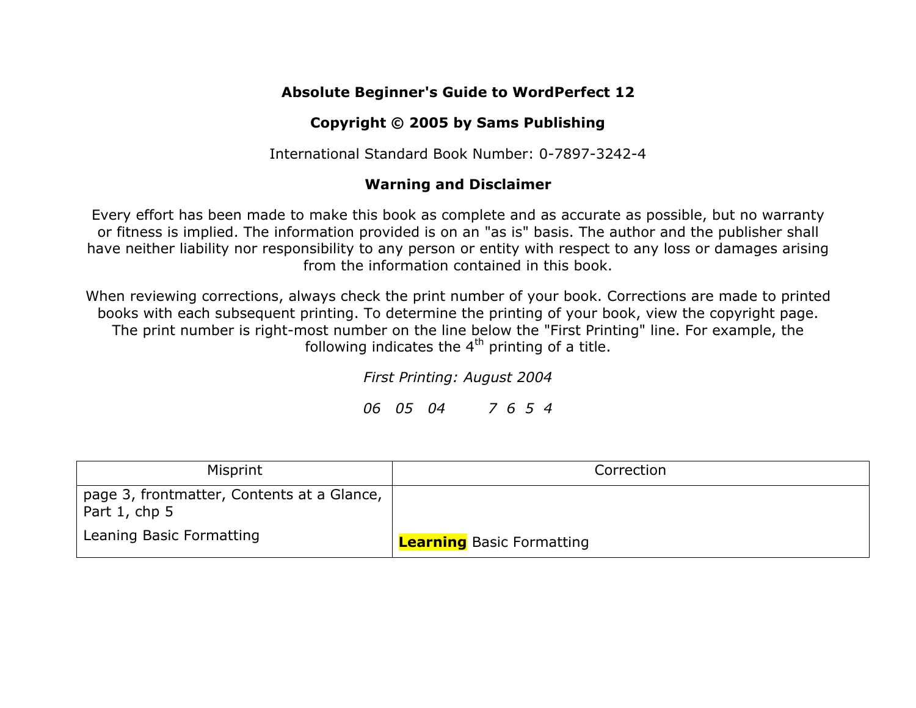**Absolute Beginner's Guide to WordPerfect 12**

**Copyright © 2005 by Sams Publishing**

International Standard Book Number: 0-7897-3242-4

**Warning and Disclaimer**

Every effort has been made to make this book as complete and as accurate as possible, but no warranty or fitness is implied. The information provided is on an "as is" basis. The author and the publisher shall have neither liability nor responsibility to any person or entity with respect to any loss or damages arising from the information contained in this book.

When reviewing corrections, always check the print number of your book. Corrections are made to printed books with each subsequent printing. To determine the printing of your book, view the copyright page. The print number is right-most number on the line below the "First Printing" line. For example, the following indicates the 4th printing of a title.

*First Printing: August 2004*

*06 05 04 7 6 5 4*

| Misprint | Correction |
|---|---|
| page 3, frontmatter, Contents at a Glance, Part 1, chp 5<br><br>Leaning Basic Formatting | **Learning** Basic Formatting |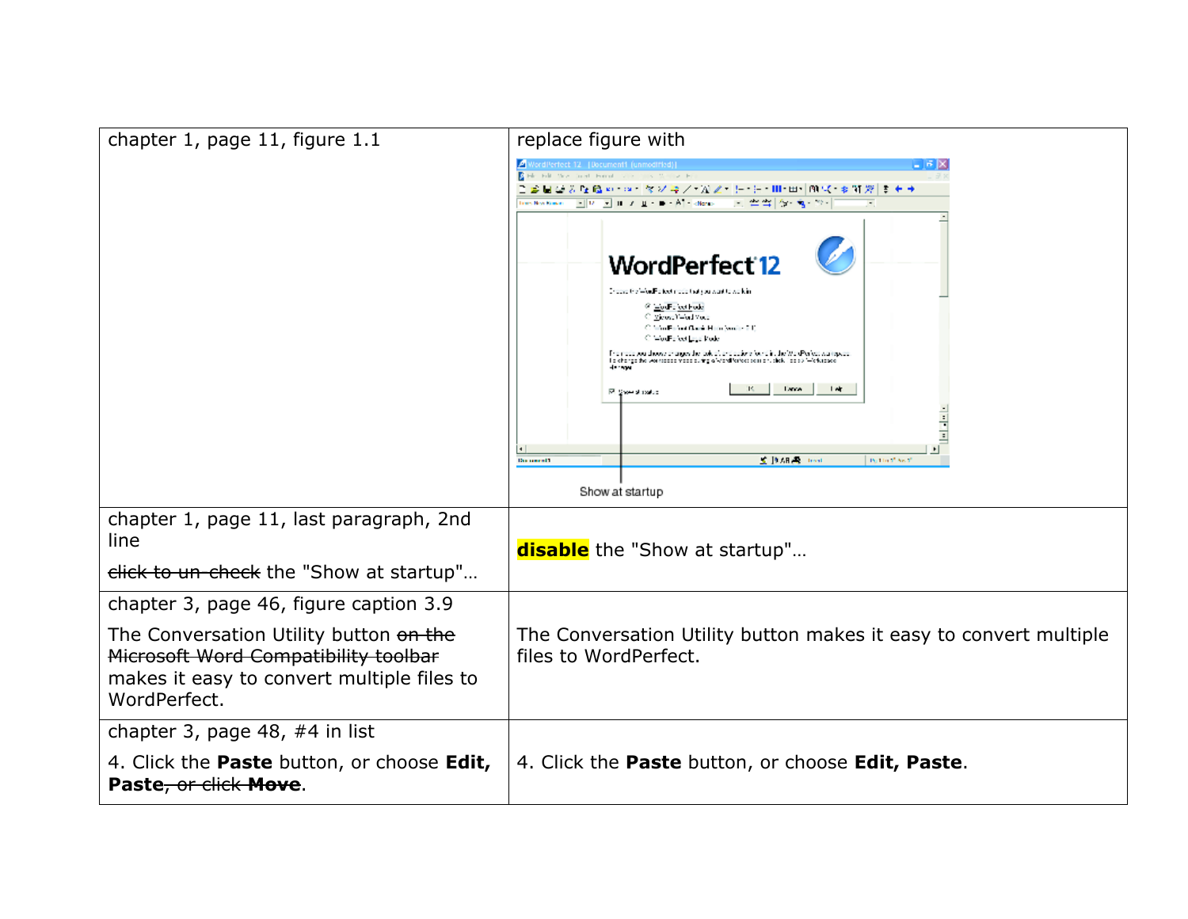| | |
|---|---|
| chapter 1, page 11, figure 1.1 | replace figure with<br><br>Show at startup |
| chapter 1, page 11, last paragraph, 2nd line<br><br>~~click to un-check~~ the "Show at startup"… | **disable** the "Show at startup"… |
| chapter 3, page 46, figure caption 3.9<br><br>The Conversation Utility button ~~on the Microsoft Word Compatibility toolbar~~ makes it easy to convert multiple files to WordPerfect. | The Conversation Utility button makes it easy to convert multiple files to WordPerfect. |
| chapter 3, page 48, #4 in list<br><br>4. Click the **Paste** button, or choose **Edit, Paste**~~, or click **Move**~~. | 4. Click the **Paste** button, or choose **Edit, Paste**. |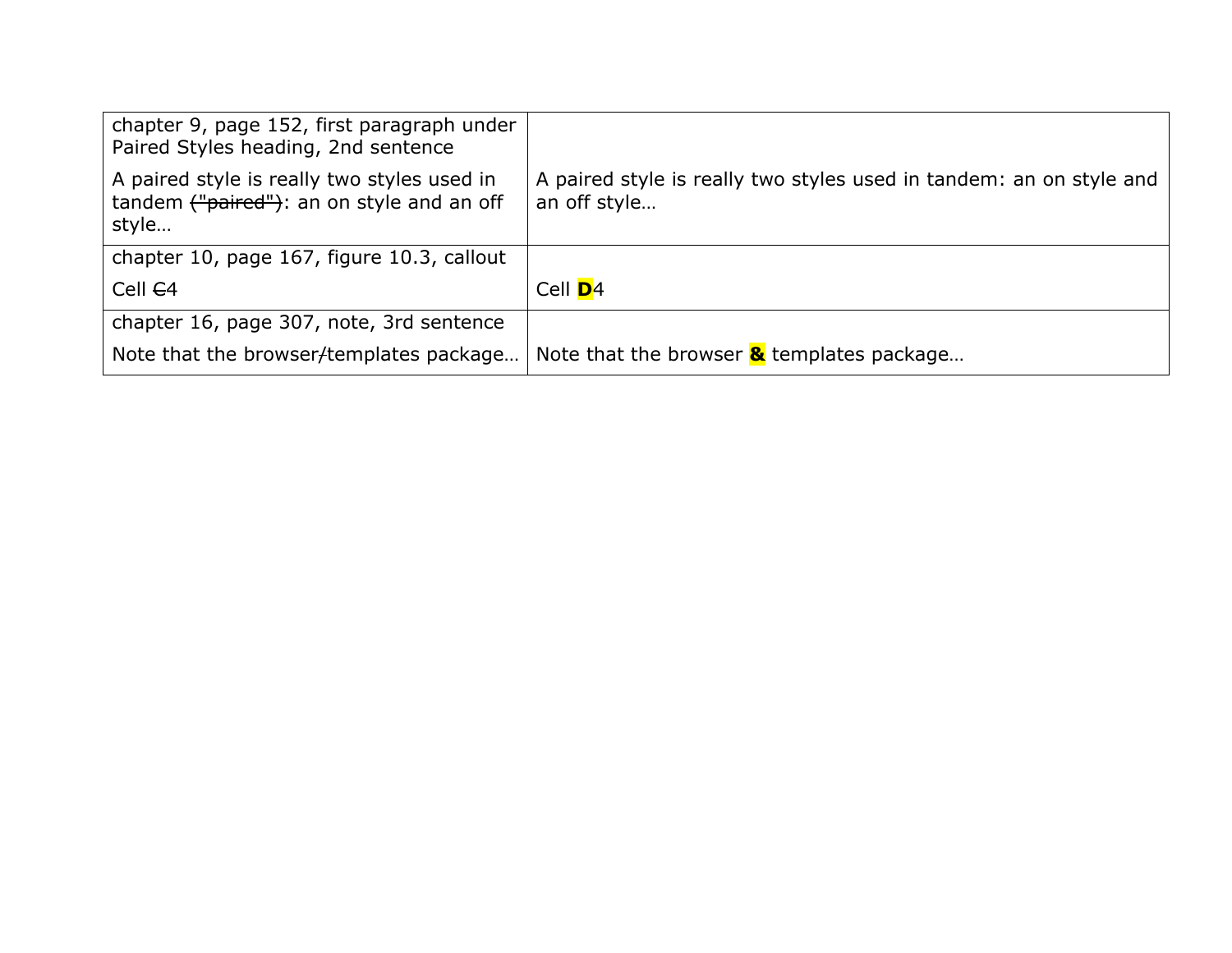| | |
|---|---|
| chapter 9, page 152, first paragraph under Paired Styles heading, 2nd sentence<br><br>A paired style is really two styles used in tandem ~~("paired")~~: an on style and an off style… | A paired style is really two styles used in tandem: an on style and an off style… |
| chapter 10, page 167, figure 10.3, callout<br><br>Cell ~~C~~4 | Cell **D**4 |
| chapter 16, page 307, note, 3rd sentence<br><br>Note that the browser~~/~~templates package… | Note that the browser **&** templates package… |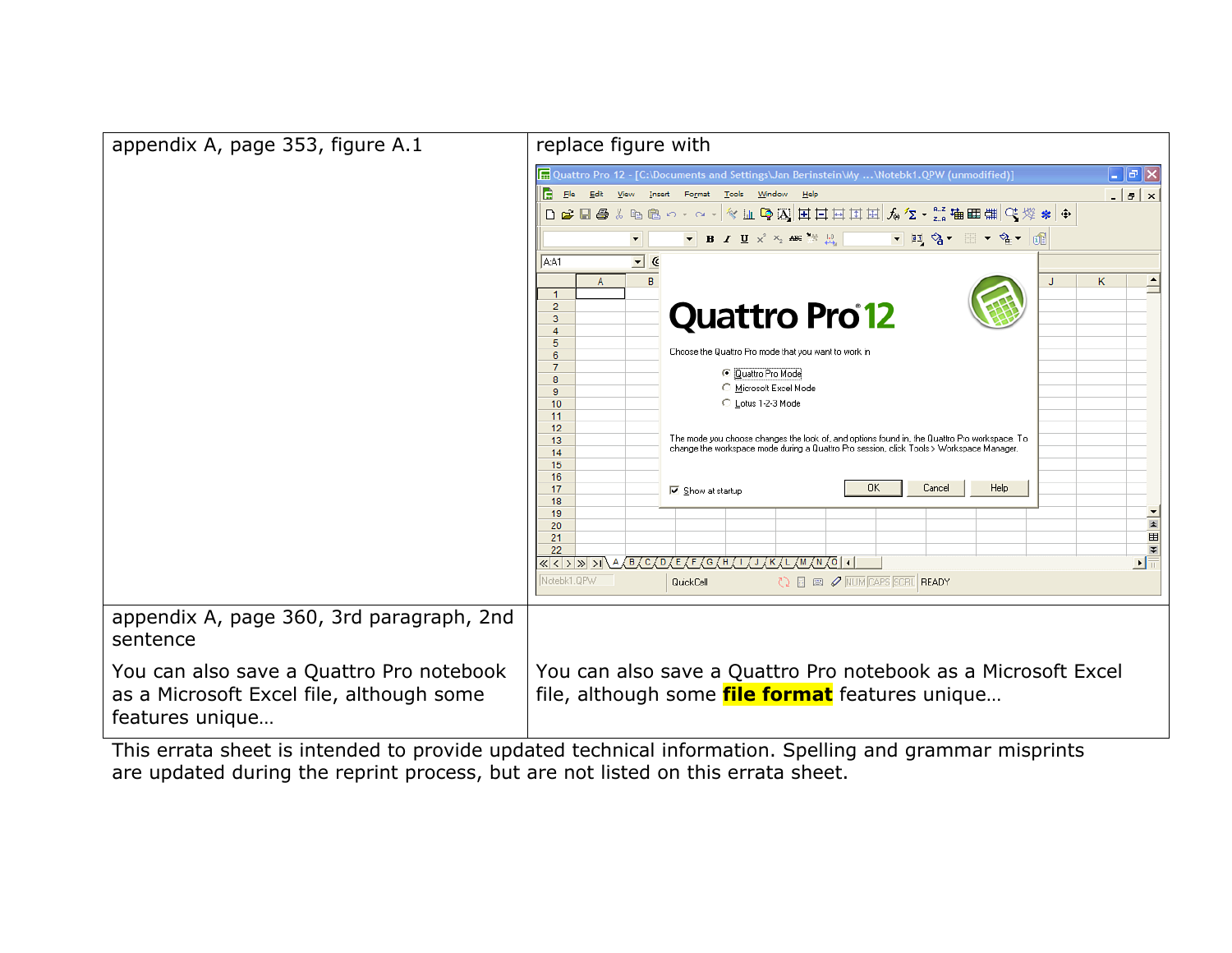| | |
|---|---|
| appendix A, page 353, figure A.1 | replace figure with |
| appendix A, page 360, 3rd paragraph, 2nd sentence<br><br>You can also save a Quattro Pro notebook as a Microsoft Excel file, although some features unique… | You can also save a Quattro Pro notebook as a Microsoft Excel file, although some **file format** features unique… |

This errata sheet is intended to provide updated technical information. Spelling and grammar misprints are updated during the reprint process, but are not listed on this errata sheet.